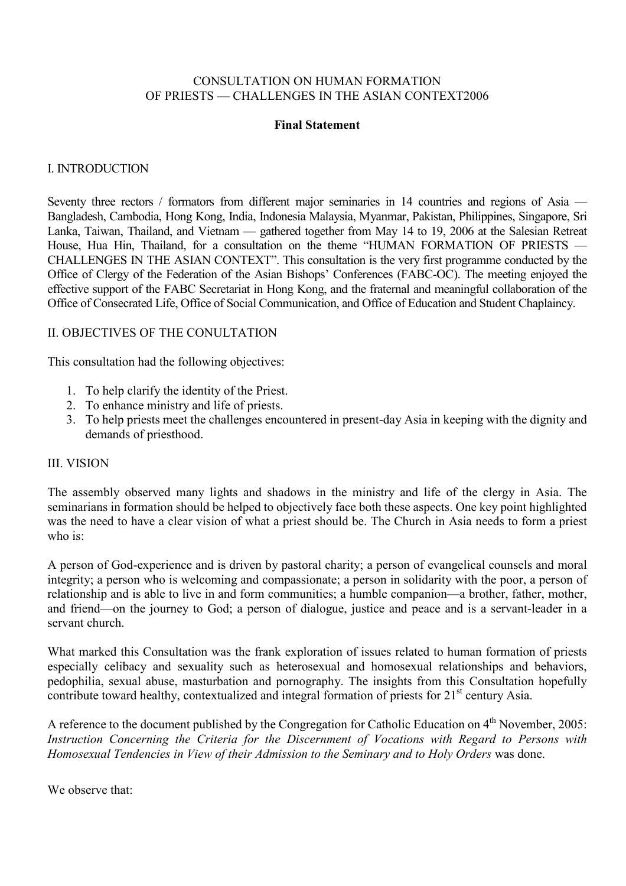CONSULTATION ON HUMAN FORMATION
OF PRIESTS — CHALLENGES IN THE ASIAN CONTEXT2006

**Final Statement**

## I. INTRODUCTION

Seventy three rectors / formators from different major seminaries in 14 countries and regions of Asia — Bangladesh, Cambodia, Hong Kong, India, Indonesia Malaysia, Myanmar, Pakistan, Philippines, Singapore, Sri Lanka, Taiwan, Thailand, and Vietnam — gathered together from May 14 to 19, 2006 at the Salesian Retreat House, Hua Hin, Thailand, for a consultation on the theme "HUMAN FORMATION OF PRIESTS — CHALLENGES IN THE ASIAN CONTEXT". This consultation is the very first programme conducted by the Office of Clergy of the Federation of the Asian Bishops' Conferences (FABC-OC). The meeting enjoyed the effective support of the FABC Secretariat in Hong Kong, and the fraternal and meaningful collaboration of the Office of Consecrated Life, Office of Social Communication, and Office of Education and Student Chaplaincy.

## II. OBJECTIVES OF THE CONULTATION

This consultation had the following objectives:

1. To help clarify the identity of the Priest.
2. To enhance ministry and life of priests.
3. To help priests meet the challenges encountered in present-day Asia in keeping with the dignity and demands of priesthood.

## III. VISION

The assembly observed many lights and shadows in the ministry and life of the clergy in Asia. The seminarians in formation should be helped to objectively face both these aspects. One key point highlighted was the need to have a clear vision of what a priest should be. The Church in Asia needs to form a priest who is:

A person of God-experience and is driven by pastoral charity; a person of evangelical counsels and moral integrity; a person who is welcoming and compassionate; a person in solidarity with the poor, a person of relationship and is able to live in and form communities; a humble companion—a brother, father, mother, and friend—on the journey to God; a person of dialogue, justice and peace and is a servant-leader in a servant church.

What marked this Consultation was the frank exploration of issues related to human formation of priests especially celibacy and sexuality such as heterosexual and homosexual relationships and behaviors, pedophilia, sexual abuse, masturbation and pornography. The insights from this Consultation hopefully contribute toward healthy, contextualized and integral formation of priests for 21st century Asia.

A reference to the document published by the Congregation for Catholic Education on 4th November, 2005: *Instruction Concerning the Criteria for the Discernment of Vocations with Regard to Persons with Homosexual Tendencies in View of their Admission to the Seminary and to Holy Orders* was done.

We observe that: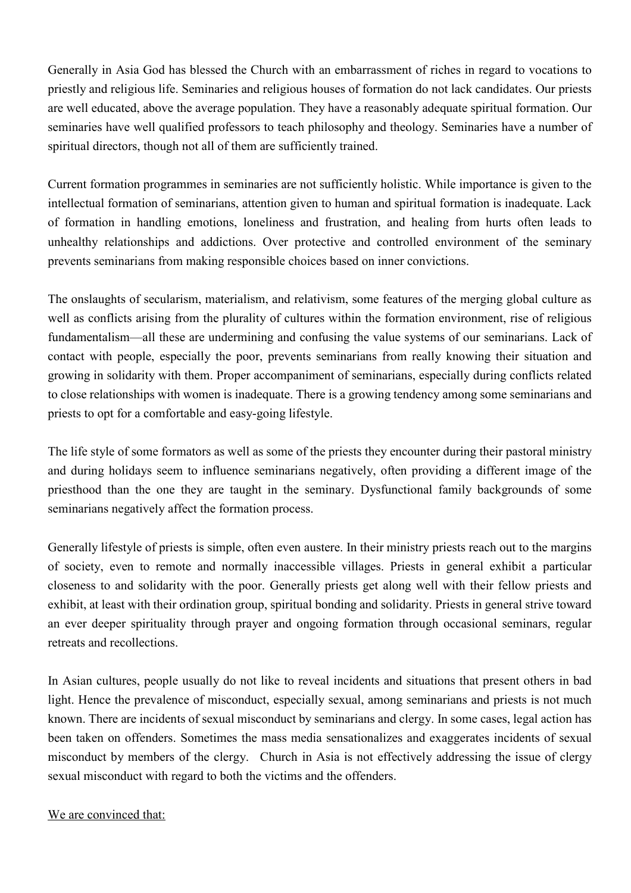Generally in Asia God has blessed the Church with an embarrassment of riches in regard to vocations to priestly and religious life. Seminaries and religious houses of formation do not lack candidates. Our priests are well educated, above the average population. They have a reasonably adequate spiritual formation. Our seminaries have well qualified professors to teach philosophy and theology. Seminaries have a number of spiritual directors, though not all of them are sufficiently trained.

Current formation programmes in seminaries are not sufficiently holistic. While importance is given to the intellectual formation of seminarians, attention given to human and spiritual formation is inadequate. Lack of formation in handling emotions, loneliness and frustration, and healing from hurts often leads to unhealthy relationships and addictions. Over protective and controlled environment of the seminary prevents seminarians from making responsible choices based on inner convictions.

The onslaughts of secularism, materialism, and relativism, some features of the merging global culture as well as conflicts arising from the plurality of cultures within the formation environment, rise of religious fundamentalism—all these are undermining and confusing the value systems of our seminarians. Lack of contact with people, especially the poor, prevents seminarians from really knowing their situation and growing in solidarity with them. Proper accompaniment of seminarians, especially during conflicts related to close relationships with women is inadequate. There is a growing tendency among some seminarians and priests to opt for a comfortable and easy-going lifestyle.

The life style of some formators as well as some of the priests they encounter during their pastoral ministry and during holidays seem to influence seminarians negatively, often providing a different image of the priesthood than the one they are taught in the seminary. Dysfunctional family backgrounds of some seminarians negatively affect the formation process.

Generally lifestyle of priests is simple, often even austere. In their ministry priests reach out to the margins of society, even to remote and normally inaccessible villages. Priests in general exhibit a particular closeness to and solidarity with the poor. Generally priests get along well with their fellow priests and exhibit, at least with their ordination group, spiritual bonding and solidarity. Priests in general strive toward an ever deeper spirituality through prayer and ongoing formation through occasional seminars, regular retreats and recollections.

In Asian cultures, people usually do not like to reveal incidents and situations that present others in bad light. Hence the prevalence of misconduct, especially sexual, among seminarians and priests is not much known. There are incidents of sexual misconduct by seminarians and clergy. In some cases, legal action has been taken on offenders. Sometimes the mass media sensationalizes and exaggerates incidents of sexual misconduct by members of the clergy. Church in Asia is not effectively addressing the issue of clergy sexual misconduct with regard to both the victims and the offenders.

<u>We are convinced that:</u>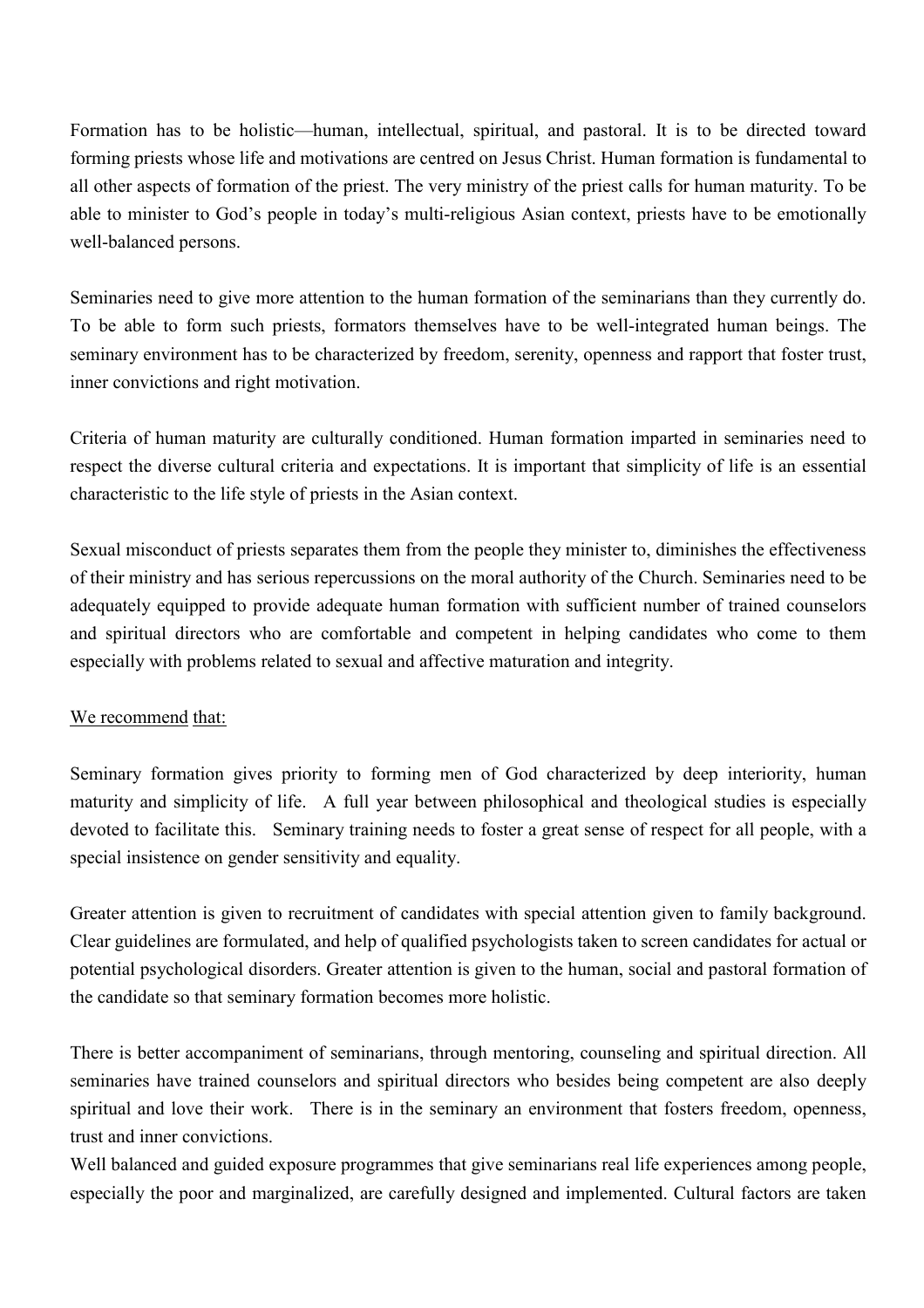Formation has to be holistic—human, intellectual, spiritual, and pastoral. It is to be directed toward forming priests whose life and motivations are centred on Jesus Christ. Human formation is fundamental to all other aspects of formation of the priest. The very ministry of the priest calls for human maturity. To be able to minister to God's people in today's multi-religious Asian context, priests have to be emotionally well-balanced persons.

Seminaries need to give more attention to the human formation of the seminarians than they currently do. To be able to form such priests, formators themselves have to be well-integrated human beings. The seminary environment has to be characterized by freedom, serenity, openness and rapport that foster trust, inner convictions and right motivation.

Criteria of human maturity are culturally conditioned. Human formation imparted in seminaries need to respect the diverse cultural criteria and expectations. It is important that simplicity of life is an essential characteristic to the life style of priests in the Asian context.

Sexual misconduct of priests separates them from the people they minister to, diminishes the effectiveness of their ministry and has serious repercussions on the moral authority of the Church. Seminaries need to be adequately equipped to provide adequate human formation with sufficient number of trained counselors and spiritual directors who are comfortable and competent in helping candidates who come to them especially with problems related to sexual and affective maturation and integrity.

<u>We recommend that:</u>

Seminary formation gives priority to forming men of God characterized by deep interiority, human maturity and simplicity of life. A full year between philosophical and theological studies is especially devoted to facilitate this. Seminary training needs to foster a great sense of respect for all people, with a special insistence on gender sensitivity and equality.

Greater attention is given to recruitment of candidates with special attention given to family background. Clear guidelines are formulated, and help of qualified psychologists taken to screen candidates for actual or potential psychological disorders. Greater attention is given to the human, social and pastoral formation of the candidate so that seminary formation becomes more holistic.

There is better accompaniment of seminarians, through mentoring, counseling and spiritual direction. All seminaries have trained counselors and spiritual directors who besides being competent are also deeply spiritual and love their work. There is in the seminary an environment that fosters freedom, openness, trust and inner convictions.

Well balanced and guided exposure programmes that give seminarians real life experiences among people, especially the poor and marginalized, are carefully designed and implemented. Cultural factors are taken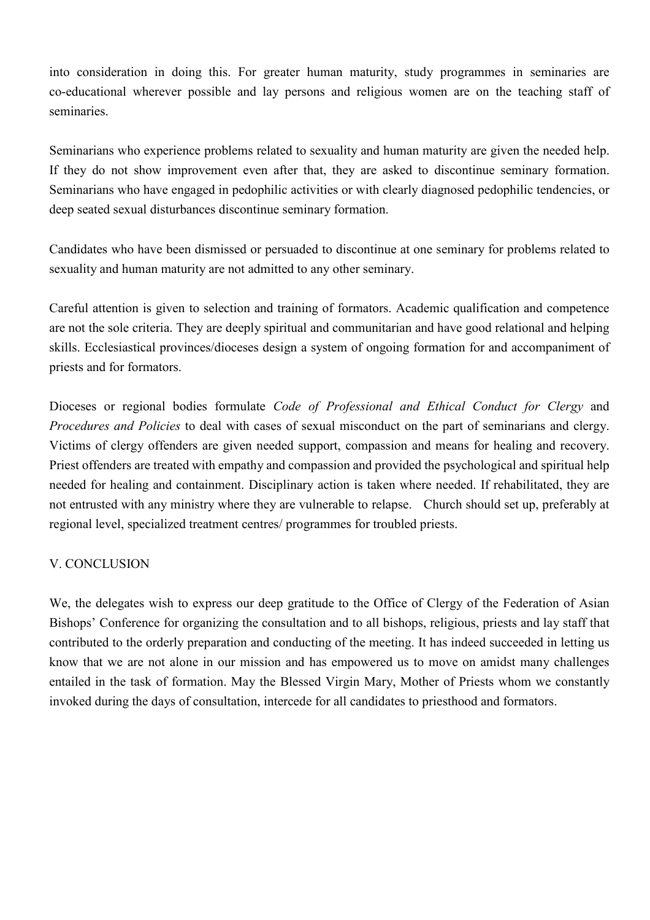into consideration in doing this. For greater human maturity, study programmes in seminaries are co-educational wherever possible and lay persons and religious women are on the teaching staff of seminaries.

Seminarians who experience problems related to sexuality and human maturity are given the needed help. If they do not show improvement even after that, they are asked to discontinue seminary formation. Seminarians who have engaged in pedophilic activities or with clearly diagnosed pedophilic tendencies, or deep seated sexual disturbances discontinue seminary formation.

Candidates who have been dismissed or persuaded to discontinue at one seminary for problems related to sexuality and human maturity are not admitted to any other seminary.

Careful attention is given to selection and training of formators. Academic qualification and competence are not the sole criteria. They are deeply spiritual and communitarian and have good relational and helping skills. Ecclesiastical provinces/dioceses design a system of ongoing formation for and accompaniment of priests and for formators.

Dioceses or regional bodies formulate *Code of Professional and Ethical Conduct for Clergy* and *Procedures and Policies* to deal with cases of sexual misconduct on the part of seminarians and clergy. Victims of clergy offenders are given needed support, compassion and means for healing and recovery. Priest offenders are treated with empathy and compassion and provided the psychological and spiritual help needed for healing and containment. Disciplinary action is taken where needed. If rehabilitated, they are not entrusted with any ministry where they are vulnerable to relapse. Church should set up, preferably at regional level, specialized treatment centres/ programmes for troubled priests.

## V. CONCLUSION

We, the delegates wish to express our deep gratitude to the Office of Clergy of the Federation of Asian Bishops' Conference for organizing the consultation and to all bishops, religious, priests and lay staff that contributed to the orderly preparation and conducting of the meeting. It has indeed succeeded in letting us know that we are not alone in our mission and has empowered us to move on amidst many challenges entailed in the task of formation. May the Blessed Virgin Mary, Mother of Priests whom we constantly invoked during the days of consultation, intercede for all candidates to priesthood and formators.